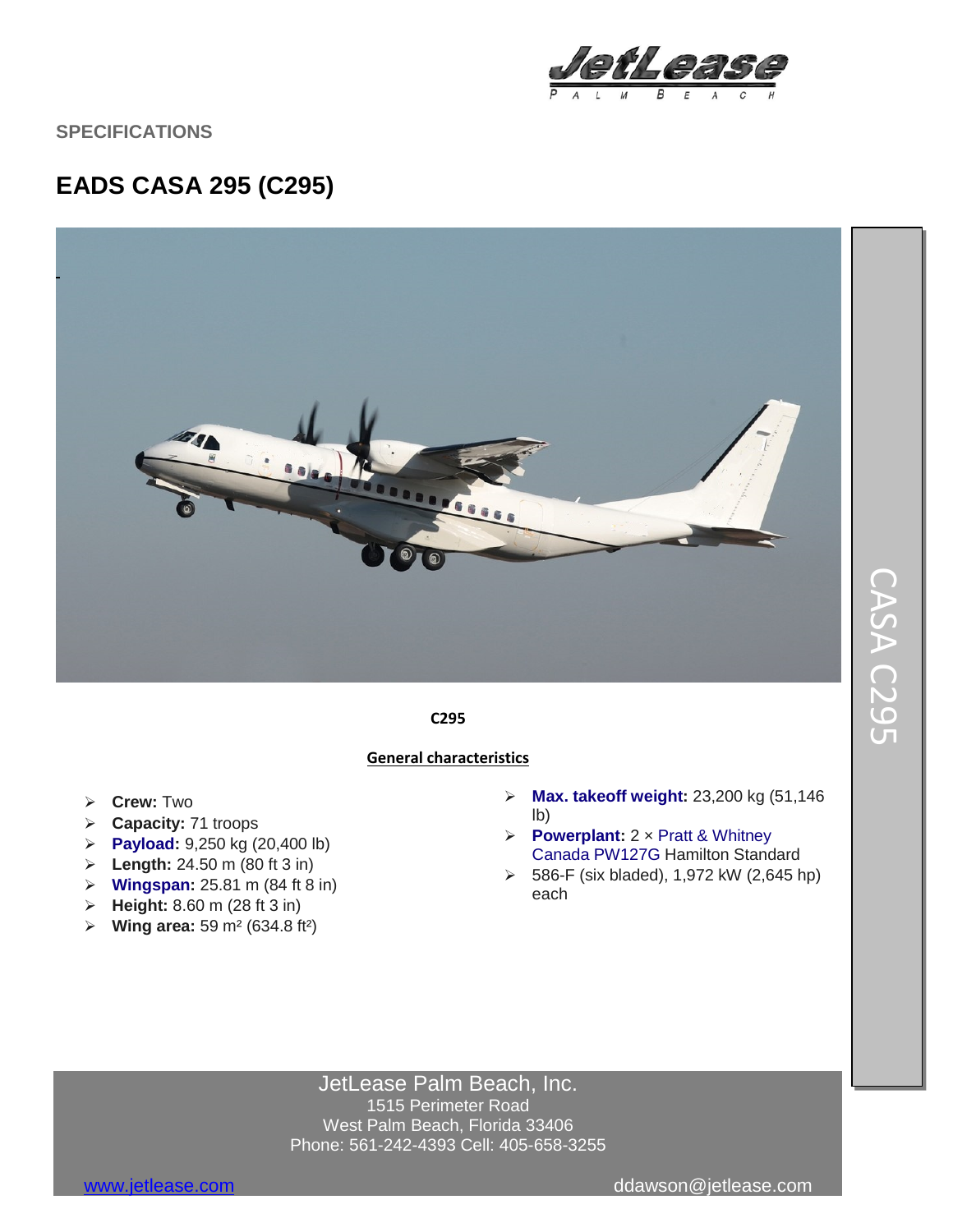JetLease PALM BEACH

SPECIFICATIONS

# EADS CASA 295 (C295)

**C295**

**General characteristics**

- **Crew:** Two
- **Capacity:** 71 troops
- **Payload:** 9,250 kg (20,400 lb)
- **Length:** 24.50 m (80 ft 3 in)
- **Wingspan:** 25.81 m (84 ft 8 in)
- **Height:** 8.60 m (28 ft 3 in)
- **Wing area:** 59 m² (634.8 ft²)
- **Max. takeoff weight:** 23,200 kg (51,146 lb)
- **Powerplant:** 2 × Pratt & Whitney Canada PW127G Hamilton Standard
- 586-F (six bladed), 1,972 kW (2,645 hp) each

CASA C295

JetLease Palm Beach, Inc.
1515 Perimeter Road
West Palm Beach, Florida 33406
Phone: 561-242-4393 Cell: 405-658-3255

www.jetlease.com ddawson@jetlease.com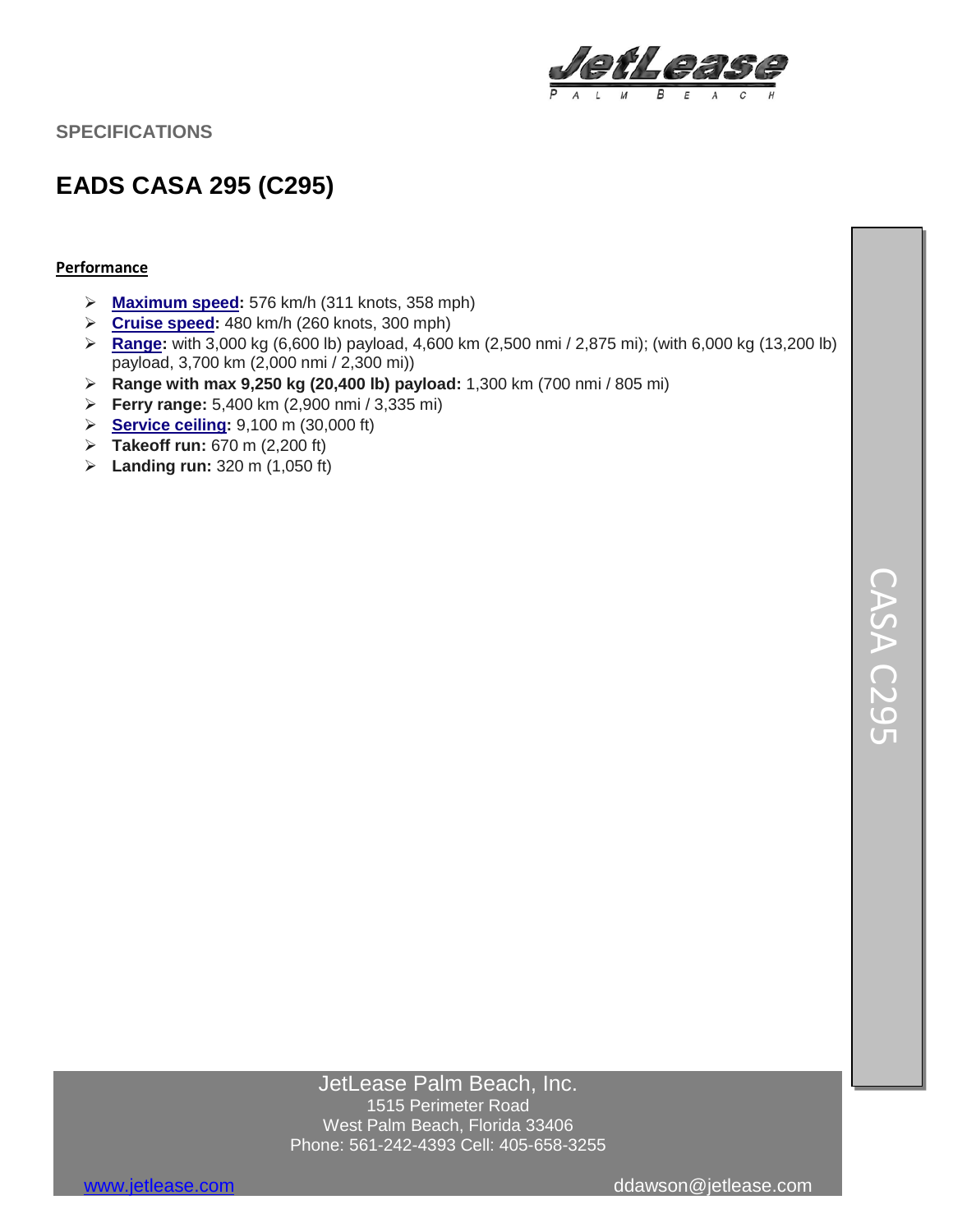## SPECIFICATIONS

# EADS CASA 295 (C295)

**Performance**

- **Maximum speed:** 576 km/h (311 knots, 358 mph)
- **Cruise speed:** 480 km/h (260 knots, 300 mph)
- **Range:** with 3,000 kg (6,600 lb) payload, 4,600 km (2,500 nmi / 2,875 mi); (with 6,000 kg (13,200 lb) payload, 3,700 km (2,000 nmi / 2,300 mi))
- **Range with max 9,250 kg (20,400 lb) payload:** 1,300 km (700 nmi / 805 mi)
- **Ferry range:** 5,400 km (2,900 nmi / 3,335 mi)
- **Service ceiling:** 9,100 m (30,000 ft)
- **Takeoff run:** 670 m (2,200 ft)
- **Landing run:** 320 m (1,050 ft)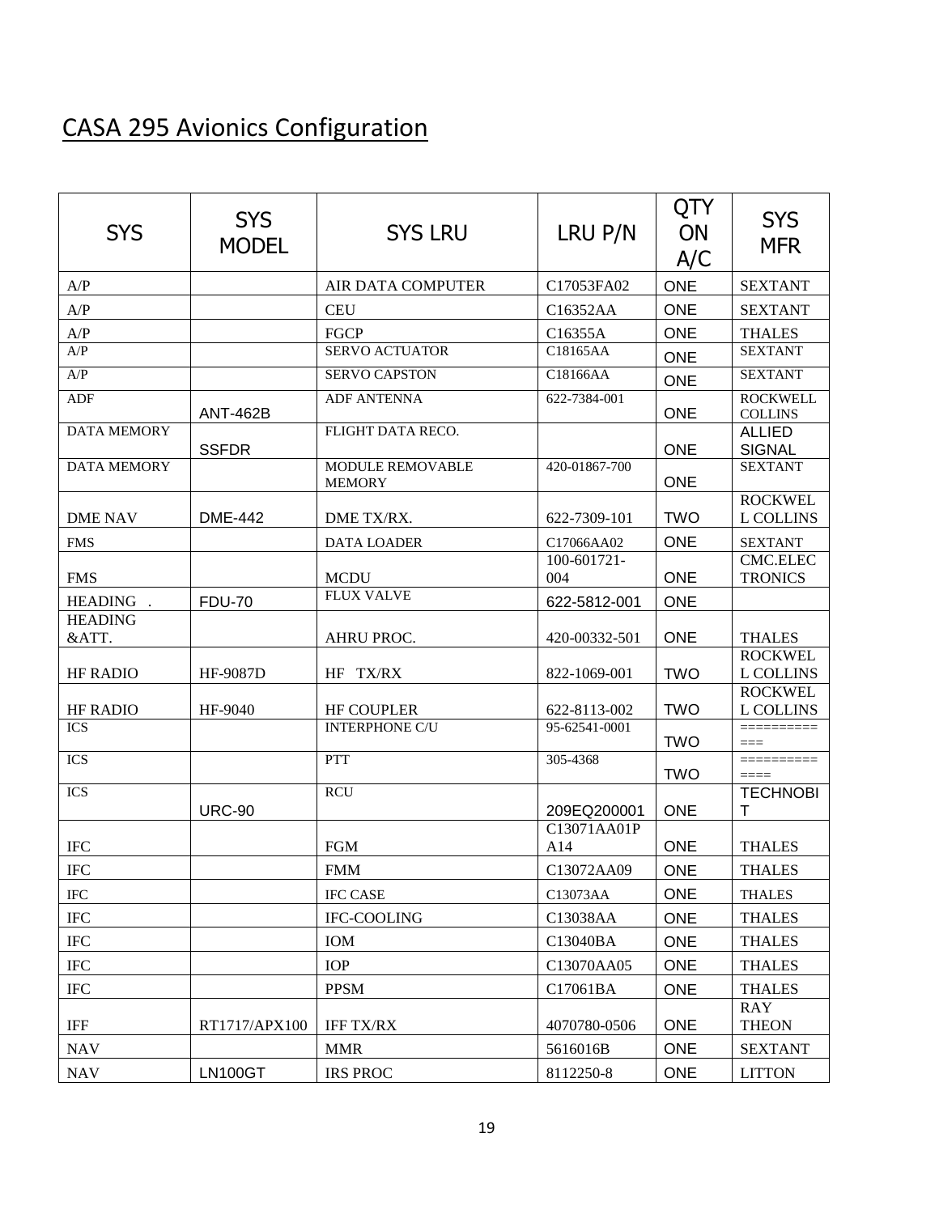# CASA 295 Avionics Configuration

| SYS | SYS MODEL | SYS LRU | LRU P/N | QTY ON A/C | SYS MFR |
|---|---|---|---|---|---|
| A/P | | AIR DATA COMPUTER | C17053FA02 | ONE | SEXTANT |
| A/P | | CEU | C16352AA | ONE | SEXTANT |
| A/P | | FGCP | C16355A | ONE | THALES |
| A/P | | SERVO ACTUATOR | C18165AA | ONE | SEXTANT |
| A/P | | SERVO CAPSTON | C18166AA | ONE | SEXTANT |
| ADF | ANT-462B | ADF ANTENNA | 622-7384-001 | ONE | ROCKWELL COLLINS |
| DATA MEMORY | SSFDR | FLIGHT DATA RECO. | | ONE | ALLIED SIGNAL |
| DATA MEMORY | | MODULE REMOVABLE MEMORY | 420-01867-700 | ONE | SEXTANT |
| DME NAV | DME-442 | DME TX/RX. | 622-7309-101 | TWO | ROCKWELL COLLINS |
| FMS | | DATA LOADER | C17066AA02 | ONE | SEXTANT |
| FMS | | MCDU | 100-601721-004 | ONE | CMC.ELECTRONICS |
| HEADING . | FDU-70 | FLUX VALVE | 622-5812-001 | ONE | |
| HEADING &ATT. | | AHRU PROC. | 420-00332-501 | ONE | THALES |
| HF RADIO | HF-9087D | HF TX/RX | 822-1069-001 | TWO | ROCKWELL COLLINS |
| HF RADIO | HF-9040 | HF COUPLER | 622-8113-002 | TWO | ROCKWELL COLLINS |
| ICS | | INTERPHONE C/U | 95-62541-0001 | TWO | ============ |
| ICS | | PTT | 305-4368 | TWO | ============= |
| ICS | URC-90 | RCU | 209EQ200001 | ONE | TECHNOBIT |
| IFC | | FGM | C13071AA01PA14 | ONE | THALES |
| IFC | | FMM | C13072AA09 | ONE | THALES |
| IFC | | IFC CASE | C13073AA | ONE | THALES |
| IFC | | IFC-COOLING | C13038AA | ONE | THALES |
| IFC | | IOM | C13040BA | ONE | THALES |
| IFC | | IOP | C13070AA05 | ONE | THALES |
| IFC | | PPSM | C17061BA | ONE | THALES |
| IFF | RT1717/APX100 | IFF TX/RX | 4070780-0506 | ONE | RAY THEON |
| NAV | | MMR | 5616016B | ONE | SEXTANT |
| NAV | LN100GT | IRS PROC | 8112250-8 | ONE | LITTON |